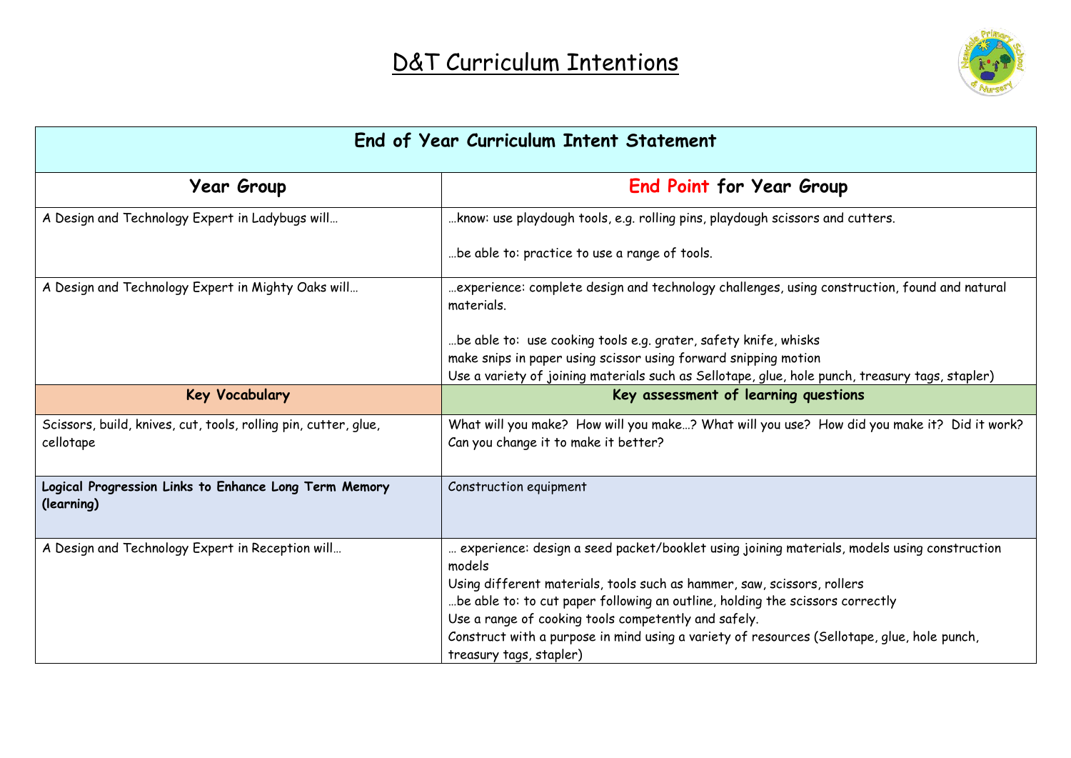# D&T Curriculum Intentions

| End of Year Curriculum Intent Statement | |
|---|---|
| **Year Group** | **End Point for Year Group** |
| A Design and Technology Expert in Ladybugs will… | …know: use playdough tools, e.g. rolling pins, playdough scissors and cutters.<br><br>…be able to: practice to use a range of tools. |
| A Design and Technology Expert in Mighty Oaks will… | …experience: complete design and technology challenges, using construction, found and natural materials.<br><br>…be able to: use cooking tools e.g. grater, safety knife, whisks<br>make snips in paper using scissor using forward snipping motion<br>Use a variety of joining materials such as Sellotape, glue, hole punch, treasury tags, stapler) |
| **Key Vocabulary** | **Key assessment of learning questions** |
| Scissors, build, knives, cut, tools, rolling pin, cutter, glue, cellotape | What will you make? How will you make…? What will you use? How did you make it? Did it work? Can you change it to make it better? |
| **Logical Progression Links to Enhance Long Term Memory (learning)** | Construction equipment |
| A Design and Technology Expert in Reception will… | … experience: design a seed packet/booklet using joining materials, models using construction models<br>Using different materials, tools such as hammer, saw, scissors, rollers<br>…be able to: to cut paper following an outline, holding the scissors correctly<br>Use a range of cooking tools competently and safely.<br>Construct with a purpose in mind using a variety of resources (Sellotape, glue, hole punch, treasury tags, stapler) |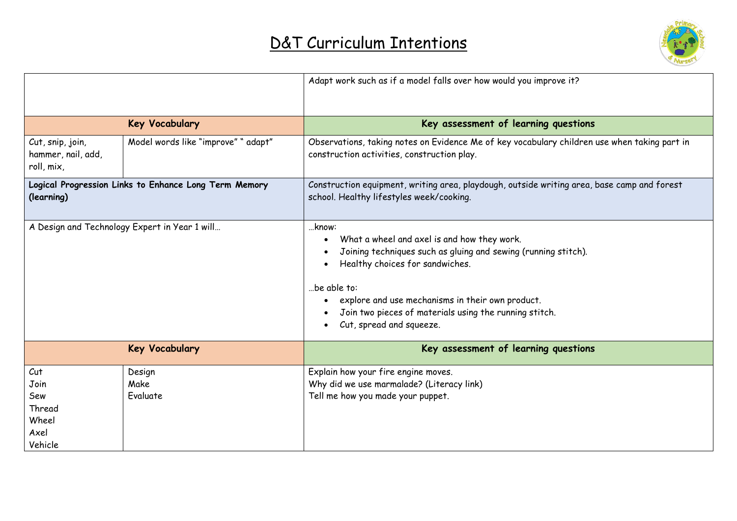# D&T Curriculum Intentions

| | | |
|---|---|---|
| | | Adapt work such as if a model falls over how would you improve it? |
| **Key Vocabulary** | | **Key assessment of learning questions** |
| Cut, snip, join, hammer, nail, add, roll, mix, | Model words like "improve" " adapt" | Observations, taking notes on Evidence Me of key vocabulary children use when taking part in construction activities, construction play. |
| **Logical Progression Links to Enhance Long Term Memory (learning)** | | Construction equipment, writing area, playdough, outside writing area, base camp and forest school. Healthy lifestyles week/cooking. |
| A Design and Technology Expert in Year 1 will… | | …know:<br>• What a wheel and axel is and how they work.<br>• Joining techniques such as gluing and sewing (running stitch).<br>• Healthy choices for sandwiches.<br><br>…be able to:<br>• explore and use mechanisms in their own product.<br>• Join two pieces of materials using the running stitch.<br>• Cut, spread and squeeze. |
| **Key Vocabulary** | | **Key assessment of learning questions** |
| Cut<br>Join<br>Sew<br>Thread<br>Wheel<br>Axel<br>Vehicle | Design<br>Make<br>Evaluate | Explain how your fire engine moves.<br>Why did we use marmalade? (Literacy link)<br>Tell me how you made your puppet. |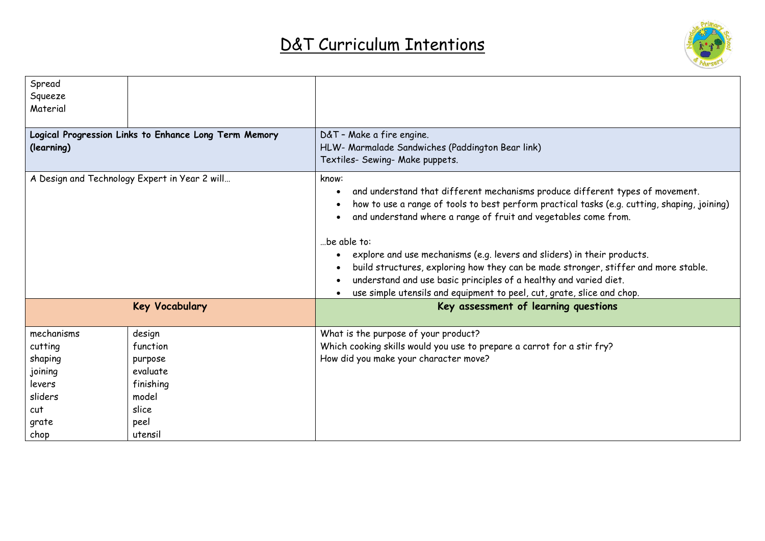# D&T Curriculum Intentions

| | | |
|---|---|---|
| Spread<br>Squeeze<br>Material | | |
| **Logical Progression Links to Enhance Long Term Memory (learning)** | | D&T – Make a fire engine.<br>HLW- Marmalade Sandwiches (Paddington Bear link)<br>Textiles- Sewing- Make puppets. |
| A Design and Technology Expert in Year 2 will… | | know:<br>• and understand that different mechanisms produce different types of movement.<br>• how to use a range of tools to best perform practical tasks (e.g. cutting, shaping, joining)<br>• and understand where a range of fruit and vegetables come from.<br><br>…be able to:<br>• explore and use mechanisms (e.g. levers and sliders) in their products.<br>• build structures, exploring how they can be made stronger, stiffer and more stable.<br>• understand and use basic principles of a healthy and varied diet.<br>• use simple utensils and equipment to peel, cut, grate, slice and chop. |
| **Key Vocabulary** | | **Key assessment of learning questions** |
| mechanisms<br>cutting<br>shaping<br>joining<br>levers<br>sliders<br>cut<br>grate<br>chop | design<br>function<br>purpose<br>evaluate<br>finishing<br>model<br>slice<br>peel<br>utensil | What is the purpose of your product?<br>Which cooking skills would you use to prepare a carrot for a stir fry?<br>How did you make your character move? |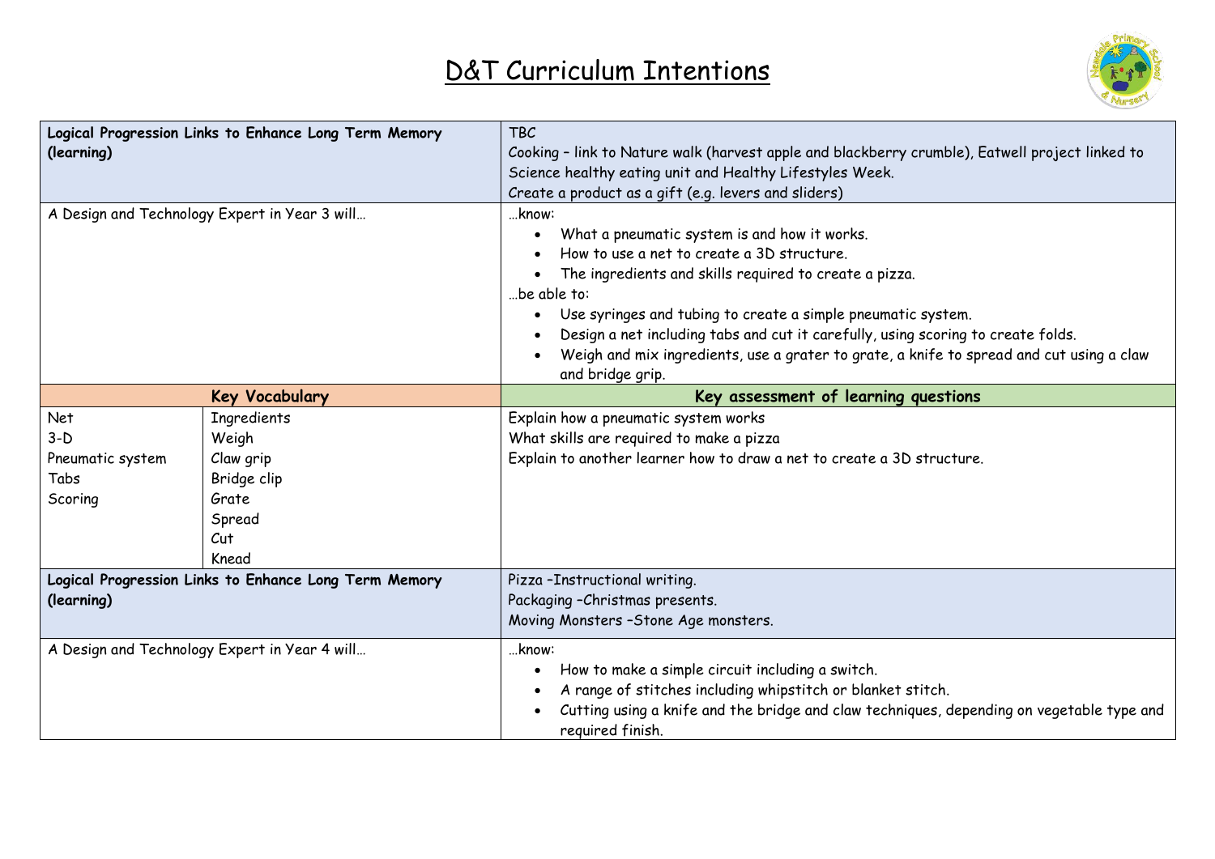# D&T Curriculum Intentions

| **Logical Progression Links to Enhance Long Term Memory (learning)** | | TBC<br>Cooking – link to Nature walk (harvest apple and blackberry crumble), Eatwell project linked to Science healthy eating unit and Healthy Lifestyles Week.<br>Create a product as a gift (e.g. levers and sliders) |
|---|---|---|
| A Design and Technology Expert in Year 3 will… | | …know:<br>• What a pneumatic system is and how it works.<br>• How to use a net to create a 3D structure.<br>• The ingredients and skills required to create a pizza.<br>…be able to:<br>• Use syringes and tubing to create a simple pneumatic system.<br>• Design a net including tabs and cut it carefully, using scoring to create folds.<br>• Weigh and mix ingredients, use a grater to grate, a knife to spread and cut using a claw and bridge grip. |
| **Key Vocabulary** | | **Key assessment of learning questions** |
| Net<br>3-D<br>Pneumatic system<br>Tabs<br>Scoring | Ingredients<br>Weigh<br>Claw grip<br>Bridge clip<br>Grate<br>Spread<br>Cut<br>Knead | Explain how a pneumatic system works<br>What skills are required to make a pizza<br>Explain to another learner how to draw a net to create a 3D structure. |
| **Logical Progression Links to Enhance Long Term Memory (learning)** | | Pizza –Instructional writing.<br>Packaging –Christmas presents.<br>Moving Monsters –Stone Age monsters. |
| A Design and Technology Expert in Year 4 will… | | …know:<br>• How to make a simple circuit including a switch.<br>• A range of stitches including whipstitch or blanket stitch.<br>• Cutting using a knife and the bridge and claw techniques, depending on vegetable type and required finish. |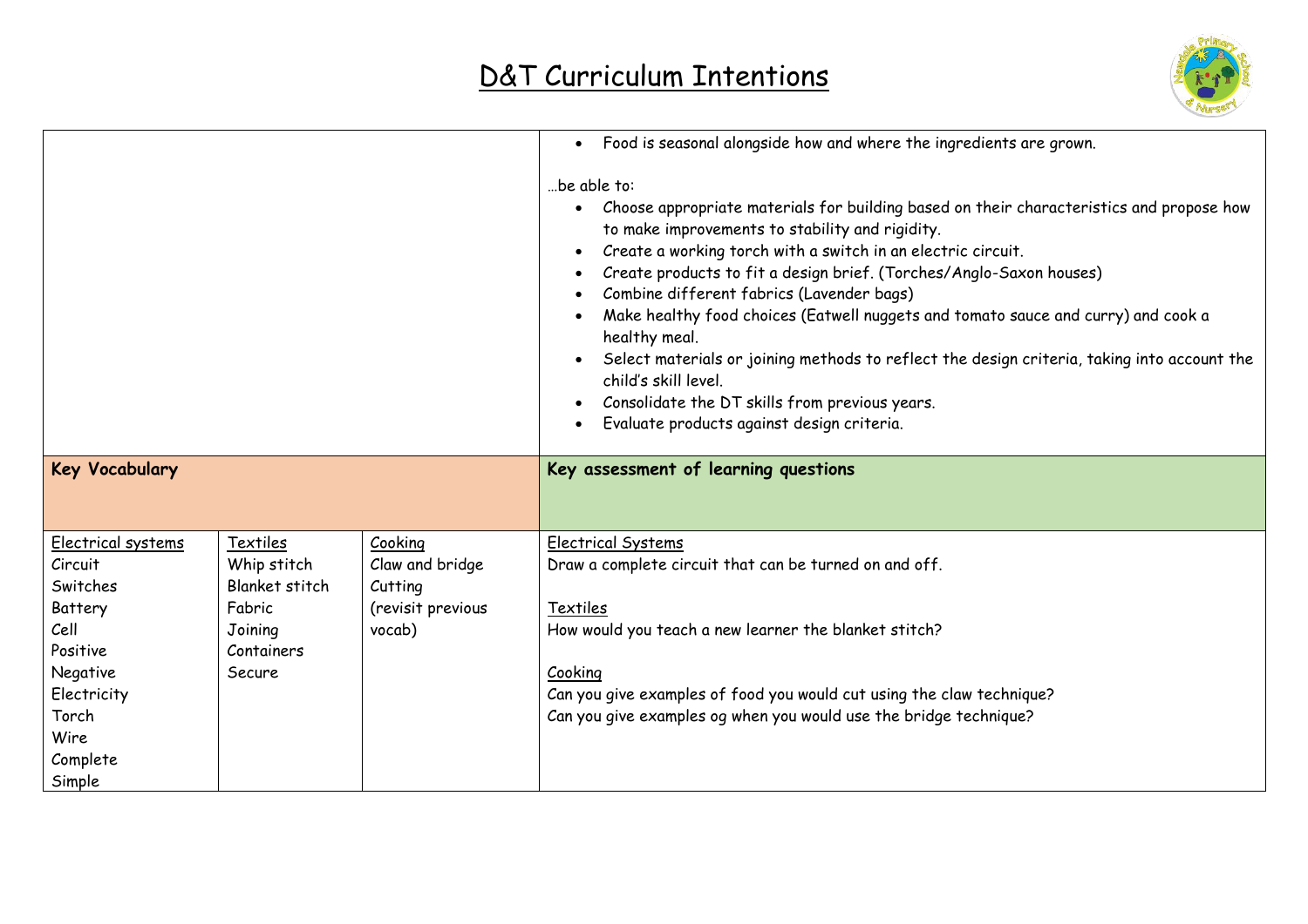# D&T Curriculum Intentions

| | | | |
|---|---|---|---|
| | | | • Food is seasonal alongside how and where the ingredients are grown.<br><br>…be able to:<br>• Choose appropriate materials for building based on their characteristics and propose how to make improvements to stability and rigidity.<br>• Create a working torch with a switch in an electric circuit.<br>• Create products to fit a design brief. (Torches/Anglo-Saxon houses)<br>• Combine different fabrics (Lavender bags)<br>• Make healthy food choices (Eatwell nuggets and tomato sauce and curry) and cook a healthy meal.<br>• Select materials or joining methods to reflect the design criteria, taking into account the child's skill level.<br>• Consolidate the DT skills from previous years.<br>• Evaluate products against design criteria. |
| **Key Vocabulary** | | | **Key assessment of learning questions** |
| Electrical systems<br>Circuit<br>Switches<br>Battery<br>Cell<br>Positive<br>Negative<br>Electricity<br>Torch<br>Wire<br>Complete<br>Simple | Textiles<br>Whip stitch<br>Blanket stitch<br>Fabric<br>Joining<br>Containers<br>Secure | Cooking<br>Claw and bridge<br>Cutting<br>(revisit previous vocab) | Electrical Systems<br>Draw a complete circuit that can be turned on and off.<br><br>Textiles<br>How would you teach a new learner the blanket stitch?<br><br>Cooking<br>Can you give examples of food you would cut using the claw technique?<br>Can you give examples og when you would use the bridge technique? |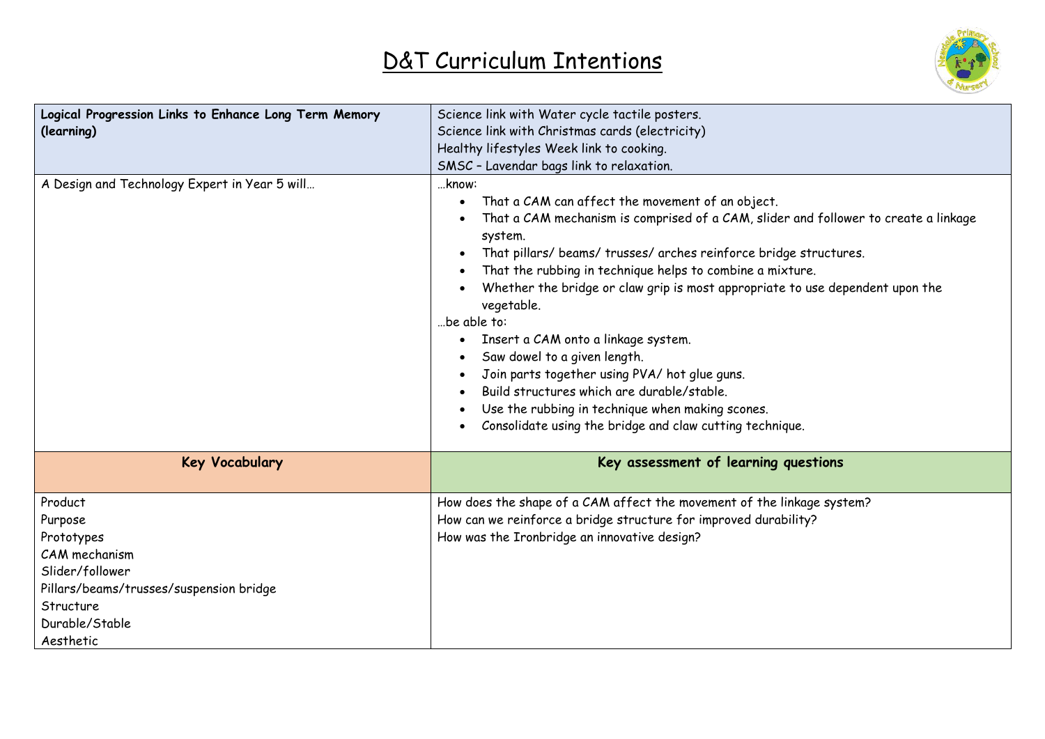# D&T Curriculum Intentions

| **Logical Progression Links to Enhance Long Term Memory (learning)** | Science link with Water cycle tactile posters.<br>Science link with Christmas cards (electricity)<br>Healthy lifestyles Week link to cooking.<br>SMSC – Lavendar bags link to relaxation. |
|---|---|
| A Design and Technology Expert in Year 5 will… | …know:<br>• That a CAM can affect the movement of an object.<br>• That a CAM mechanism is comprised of a CAM, slider and follower to create a linkage system.<br>• That pillars/ beams/ trusses/ arches reinforce bridge structures.<br>• That the rubbing in technique helps to combine a mixture.<br>• Whether the bridge or claw grip is most appropriate to use dependent upon the vegetable.<br>…be able to:<br>• Insert a CAM onto a linkage system.<br>• Saw dowel to a given length.<br>• Join parts together using PVA/ hot glue guns.<br>• Build structures which are durable/stable.<br>• Use the rubbing in technique when making scones.<br>• Consolidate using the bridge and claw cutting technique. |
| **Key Vocabulary** | **Key assessment of learning questions** |
| Product<br>Purpose<br>Prototypes<br>CAM mechanism<br>Slider/follower<br>Pillars/beams/trusses/suspension bridge<br>Structure<br>Durable/Stable<br>Aesthetic | How does the shape of a CAM affect the movement of the linkage system?<br>How can we reinforce a bridge structure for improved durability?<br>How was the Ironbridge an innovative design? |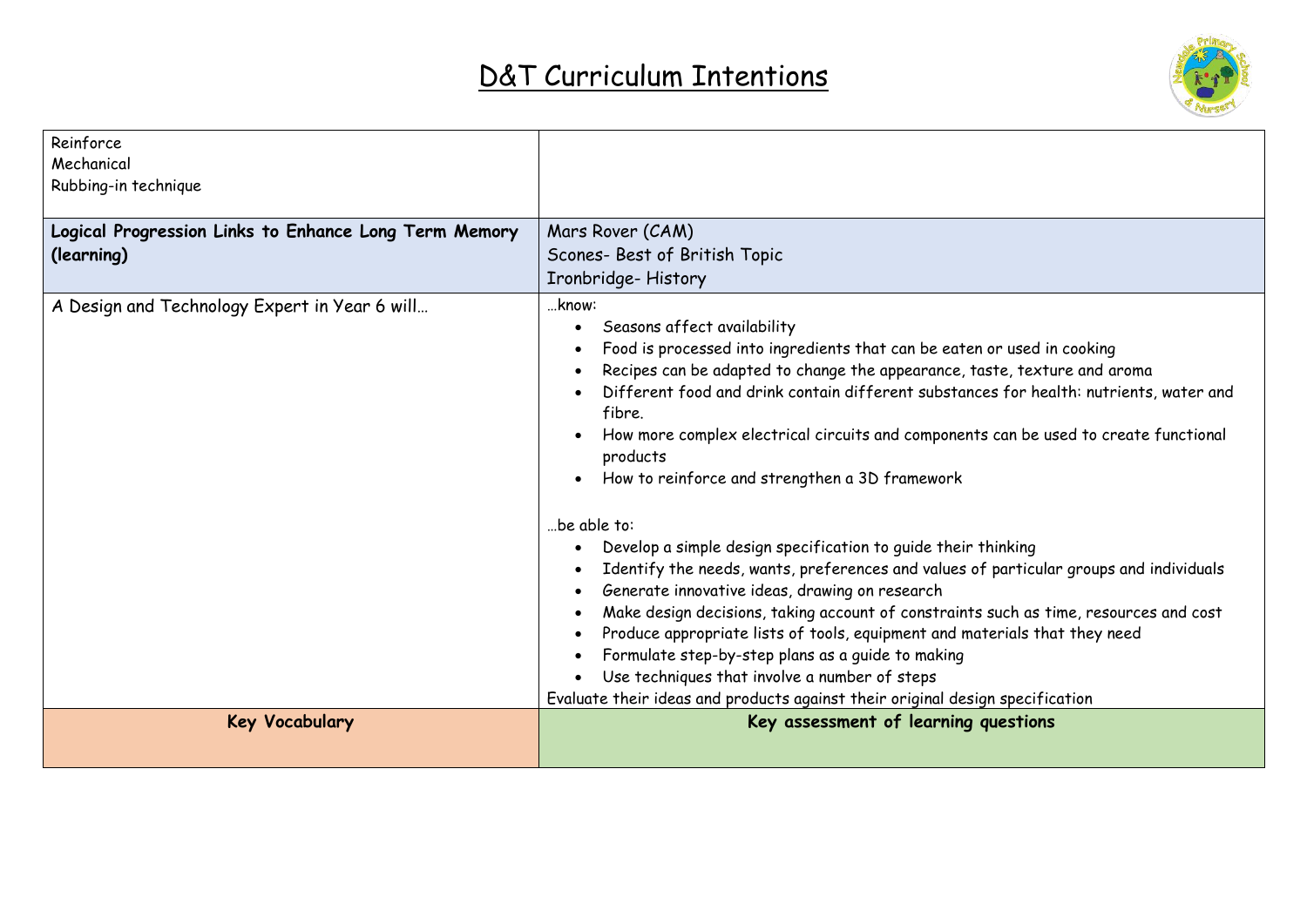# D&T Curriculum Intentions

| | |
|---|---|
| Reinforce<br>Mechanical<br>Rubbing-in technique | |
| **Logical Progression Links to Enhance Long Term Memory (learning)** | Mars Rover (CAM)<br>Scones- Best of British Topic<br>Ironbridge- History |
| A Design and Technology Expert in Year 6 will… | …know:<br>• Seasons affect availability<br>• Food is processed into ingredients that can be eaten or used in cooking<br>• Recipes can be adapted to change the appearance, taste, texture and aroma<br>• Different food and drink contain different substances for health: nutrients, water and fibre.<br>• How more complex electrical circuits and components can be used to create functional products<br>• How to reinforce and strengthen a 3D framework<br><br>…be able to:<br>• Develop a simple design specification to guide their thinking<br>• Identify the needs, wants, preferences and values of particular groups and individuals<br>• Generate innovative ideas, drawing on research<br>• Make design decisions, taking account of constraints such as time, resources and cost<br>• Produce appropriate lists of tools, equipment and materials that they need<br>• Formulate step-by-step plans as a guide to making<br>• Use techniques that involve a number of steps<br>Evaluate their ideas and products against their original design specification |
| **Key Vocabulary** | **Key assessment of learning questions** |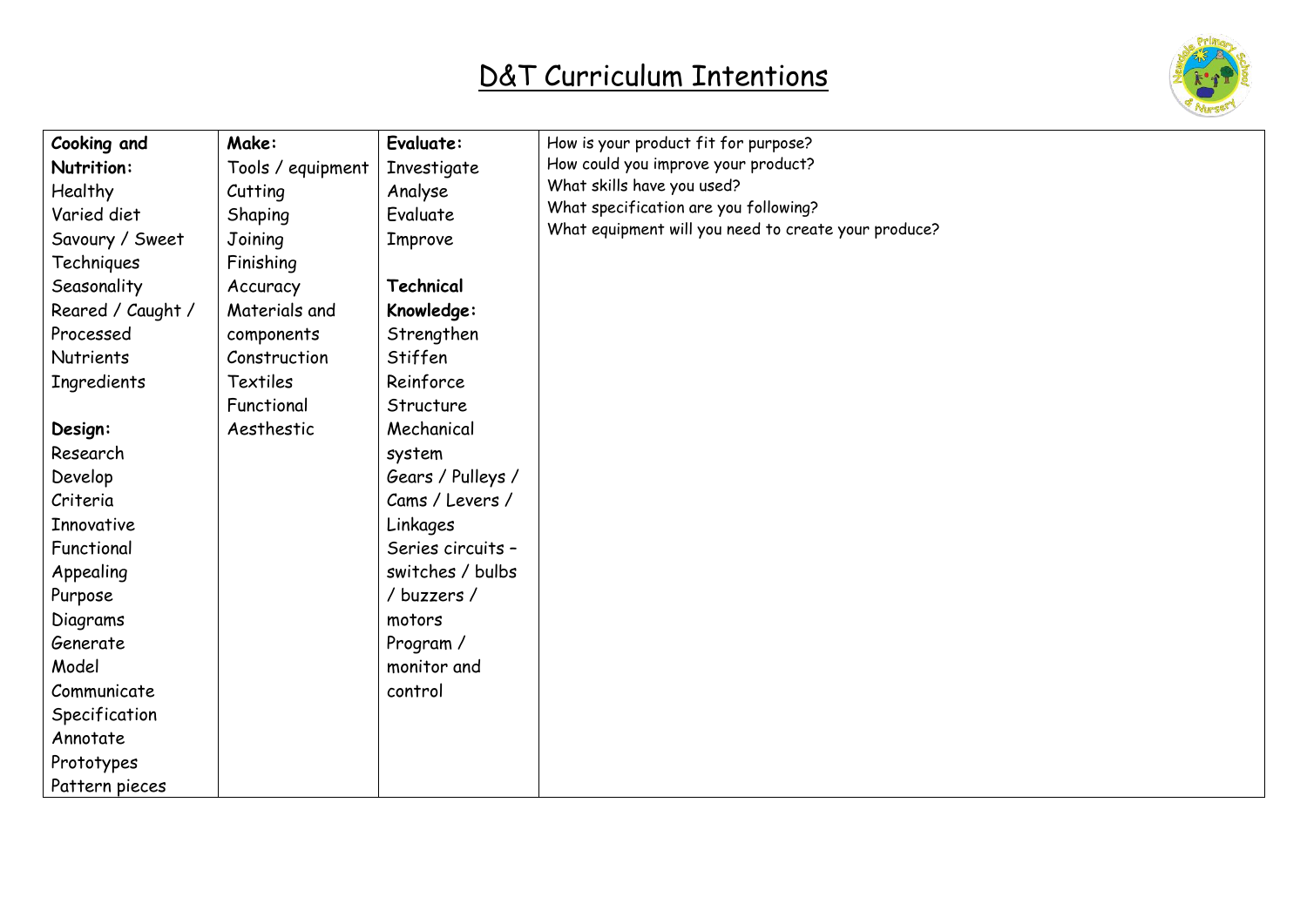# D&T Curriculum Intentions

| **Cooking and Nutrition:** Healthy Varied diet Savoury / Sweet Techniques Seasonality Reared / Caught / Processed Nutrients Ingredients<br><br>**Design:** Research Develop Criteria Innovative Functional Appealing Purpose Diagrams Generate Model Communicate Specification Annotate Prototypes Pattern pieces | **Make:** Tools / equipment Cutting Shaping Joining Finishing Accuracy Materials and components Construction Textiles Functional Aesthestic | **Evaluate:** Investigate Analyse Evaluate Improve<br><br>**Technical Knowledge:** Strengthen Stiffen Reinforce Structure Mechanical system Gears / Pulleys / Cams / Levers / Linkages Series circuits – switches / bulbs / buzzers / motors Program / monitor and control | How is your product fit for purpose?<br>How could you improve your product?<br>What skills have you used?<br>What specification are you following?<br>What equipment will you need to create your produce? |
|---|---|---|---|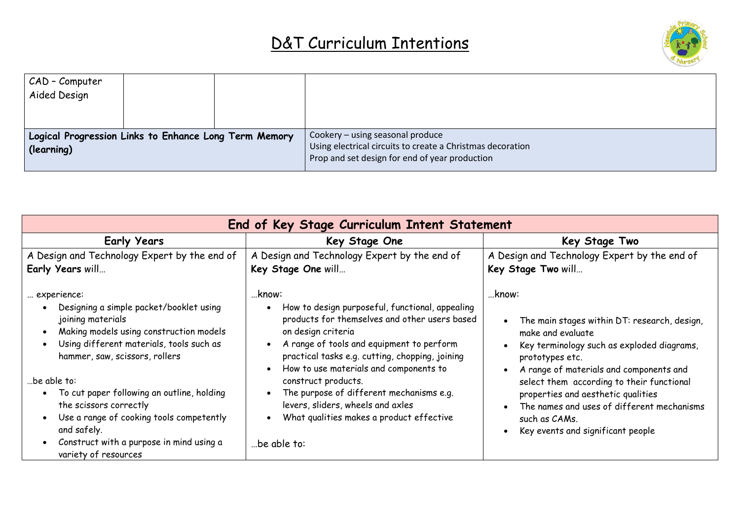# D&T Curriculum Intentions

| CAD – Computer Aided Design | | | |
|---|---|---|---|
| **Logical Progression Links to Enhance Long Term Memory (learning)** | | | Cookery – using seasonal produce<br>Using electrical circuits to create a Christmas decoration<br>Prop and set design for end of year production |

| End of Key Stage Curriculum Intent Statement | | |
|---|---|---|
| **Early Years** | **Key Stage One** | **Key Stage Two** |
| A Design and Technology Expert by the end of **Early Years** will…<br><br>… experience:<br>• Designing a simple packet/booklet using joining materials<br>• Making models using construction models<br>• Using different materials, tools such as hammer, saw, scissors, rollers<br><br>…be able to:<br>• To cut paper following an outline, holding the scissors correctly<br>• Use a range of cooking tools competently and safely.<br>• Construct with a purpose in mind using a variety of resources | A Design and Technology Expert by the end of **Key Stage One** will…<br><br>…know:<br>• How to design purposeful, functional, appealing products for themselves and other users based on design criteria<br>• A range of tools and equipment to perform practical tasks e.g. cutting, chopping, joining<br>• How to use materials and components to construct products.<br>• The purpose of different mechanisms e.g. levers, sliders, wheels and axles<br>• What qualities makes a product effective<br><br>…be able to: | A Design and Technology Expert by the end of **Key Stage Two** will…<br><br>…know:<br>• The main stages within DT: research, design, make and evaluate<br>• Key terminology such as exploded diagrams, prototypes etc.<br>• A range of materials and components and select them according to their functional properties and aesthetic qualities<br>• The names and uses of different mechanisms such as CAMs.<br>• Key events and significant people |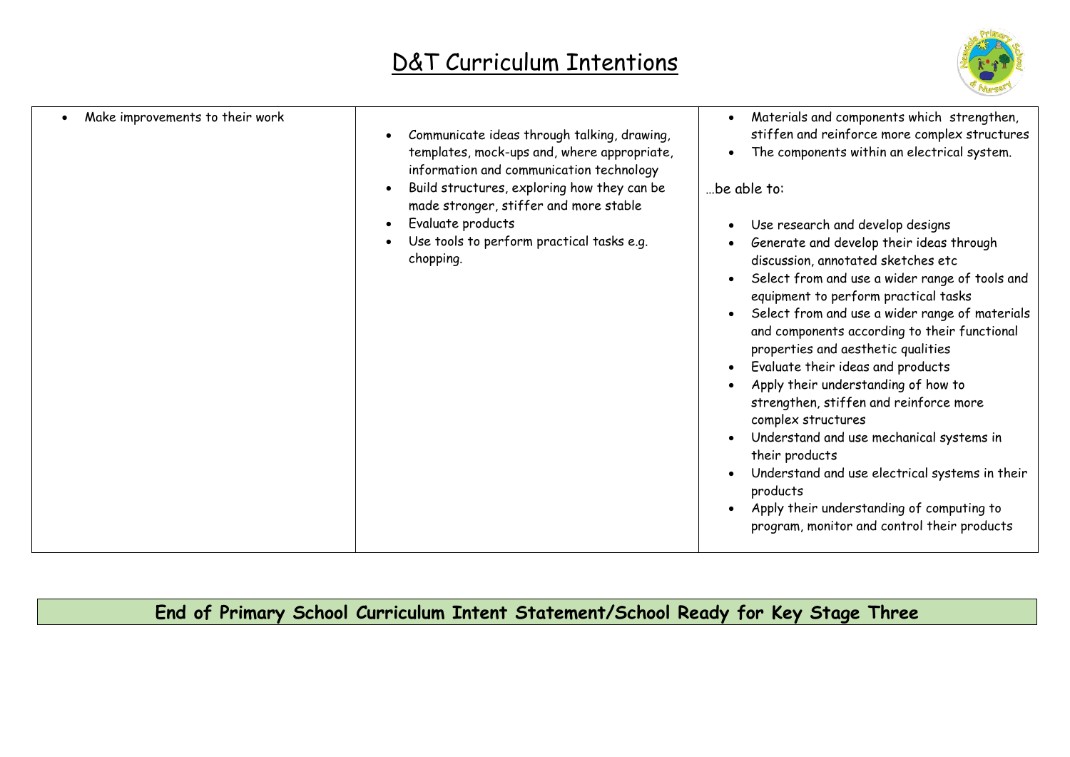# D&T Curriculum Intentions

| | | |
|---|---|---|
| • Make improvements to their work | • Communicate ideas through talking, drawing, templates, mock-ups and, where appropriate, information and communication technology<br>• Build structures, exploring how they can be made stronger, stiffer and more stable<br>• Evaluate products<br>• Use tools to perform practical tasks e.g. chopping. | • Materials and components which strengthen, stiffen and reinforce more complex structures<br>• The components within an electrical system.<br><br>…be able to:<br><br>• Use research and develop designs<br>• Generate and develop their ideas through discussion, annotated sketches etc<br>• Select from and use a wider range of tools and equipment to perform practical tasks<br>• Select from and use a wider range of materials and components according to their functional properties and aesthetic qualities<br>• Evaluate their ideas and products<br>• Apply their understanding of how to strengthen, stiffen and reinforce more complex structures<br>• Understand and use mechanical systems in their products<br>• Understand and use electrical systems in their products<br>• Apply their understanding of computing to program, monitor and control their products |

**End of Primary School Curriculum Intent Statement/School Ready for Key Stage Three**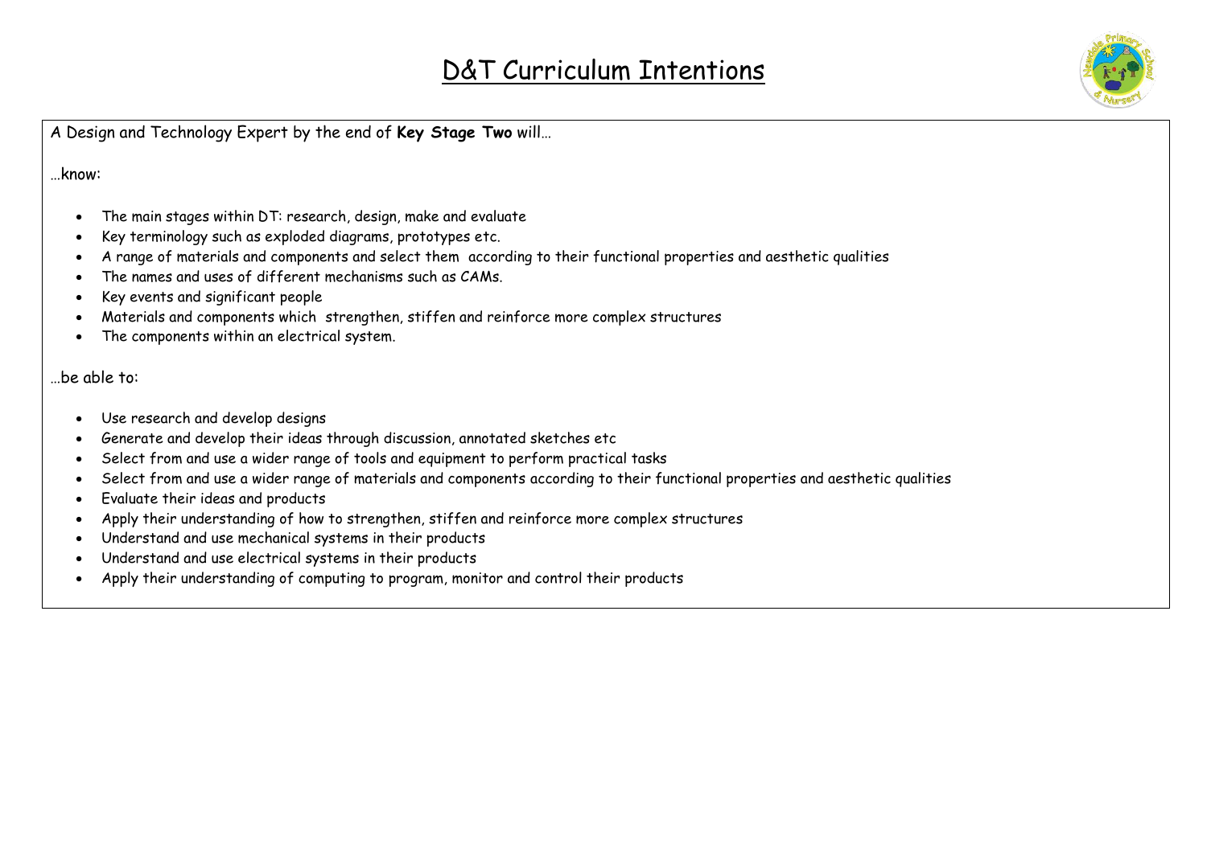# D&T Curriculum Intentions

A Design and Technology Expert by the end of **Key Stage Two** will…

…know:

- The main stages within DT: research, design, make and evaluate
- Key terminology such as exploded diagrams, prototypes etc.
- A range of materials and components and select them according to their functional properties and aesthetic qualities
- The names and uses of different mechanisms such as CAMs.
- Key events and significant people
- Materials and components which strengthen, stiffen and reinforce more complex structures
- The components within an electrical system.

…be able to:

- Use research and develop designs
- Generate and develop their ideas through discussion, annotated sketches etc
- Select from and use a wider range of tools and equipment to perform practical tasks
- Select from and use a wider range of materials and components according to their functional properties and aesthetic qualities
- Evaluate their ideas and products
- Apply their understanding of how to strengthen, stiffen and reinforce more complex structures
- Understand and use mechanical systems in their products
- Understand and use electrical systems in their products
- Apply their understanding of computing to program, monitor and control their products